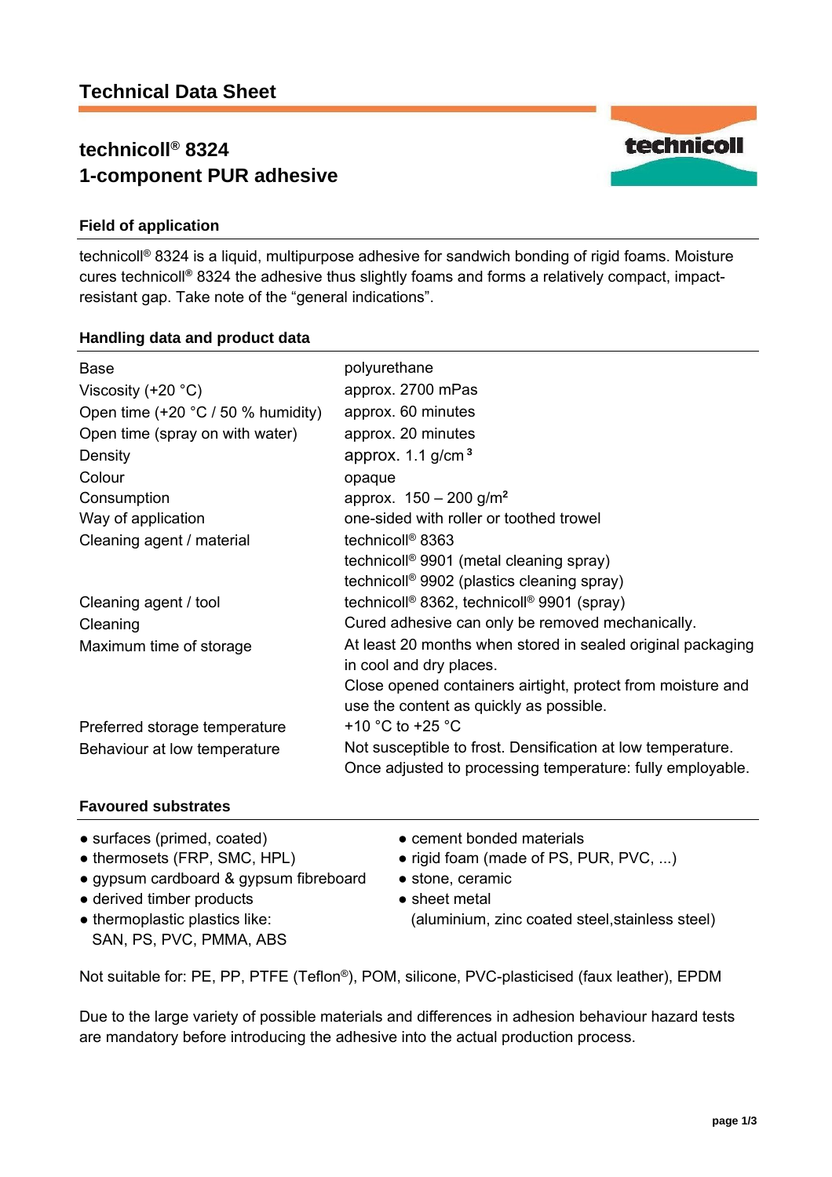# Technical Data Sheet

## technicoll® 8324
## 1-component PUR adhesive

### Field of application

technicoll® 8324 is a liquid, multipurpose adhesive for sandwich bonding of rigid foams. Moisture cures technicoll® 8324 the adhesive thus slightly foams and forms a relatively compact, impact-resistant gap. Take note of the “general indications”.

### Handling data and product data

| | |
|---|---|
| Base | polyurethane |
| Viscosity (+20 °C) | approx. 2700 mPas |
| Open time (+20 °C / 50 % humidity) | approx. 60 minutes |
| Open time (spray on with water) | approx. 20 minutes |
| Density | approx. 1.1 g/cm³ |
| Colour | opaque |
| Consumption | approx. 150 – 200 g/m² |
| Way of application | one-sided with roller or toothed trowel |
| Cleaning agent / material | technicoll® 8363<br>technicoll® 9901 (metal cleaning spray)<br>technicoll® 9902 (plastics cleaning spray) |
| Cleaning agent / tool | technicoll® 8362, technicoll® 9901 (spray) |
| Cleaning | Cured adhesive can only be removed mechanically. |
| Maximum time of storage | At least 20 months when stored in sealed original packaging in cool and dry places.<br>Close opened containers airtight, protect from moisture and use the content as quickly as possible. |
| Preferred storage temperature | +10 °C to +25 °C |
| Behaviour at low temperature | Not susceptible to frost. Densification at low temperature. Once adjusted to processing temperature: fully employable. |

### Favoured substrates

- surfaces (primed, coated)
- thermosets (FRP, SMC, HPL)
- gypsum cardboard & gypsum fibreboard
- derived timber products
- thermoplastic plastics like: SAN, PS, PVC, PMMA, ABS
- cement bonded materials
- rigid foam (made of PS, PUR, PVC, ...)
- stone, ceramic
- sheet metal (aluminium, zinc coated steel,stainless steel)

Not suitable for: PE, PP, PTFE (Teflon®), POM, silicone, PVC-plasticised (faux leather), EPDM

Due to the large variety of possible materials and differences in adhesion behaviour hazard tests are mandatory before introducing the adhesive into the actual production process.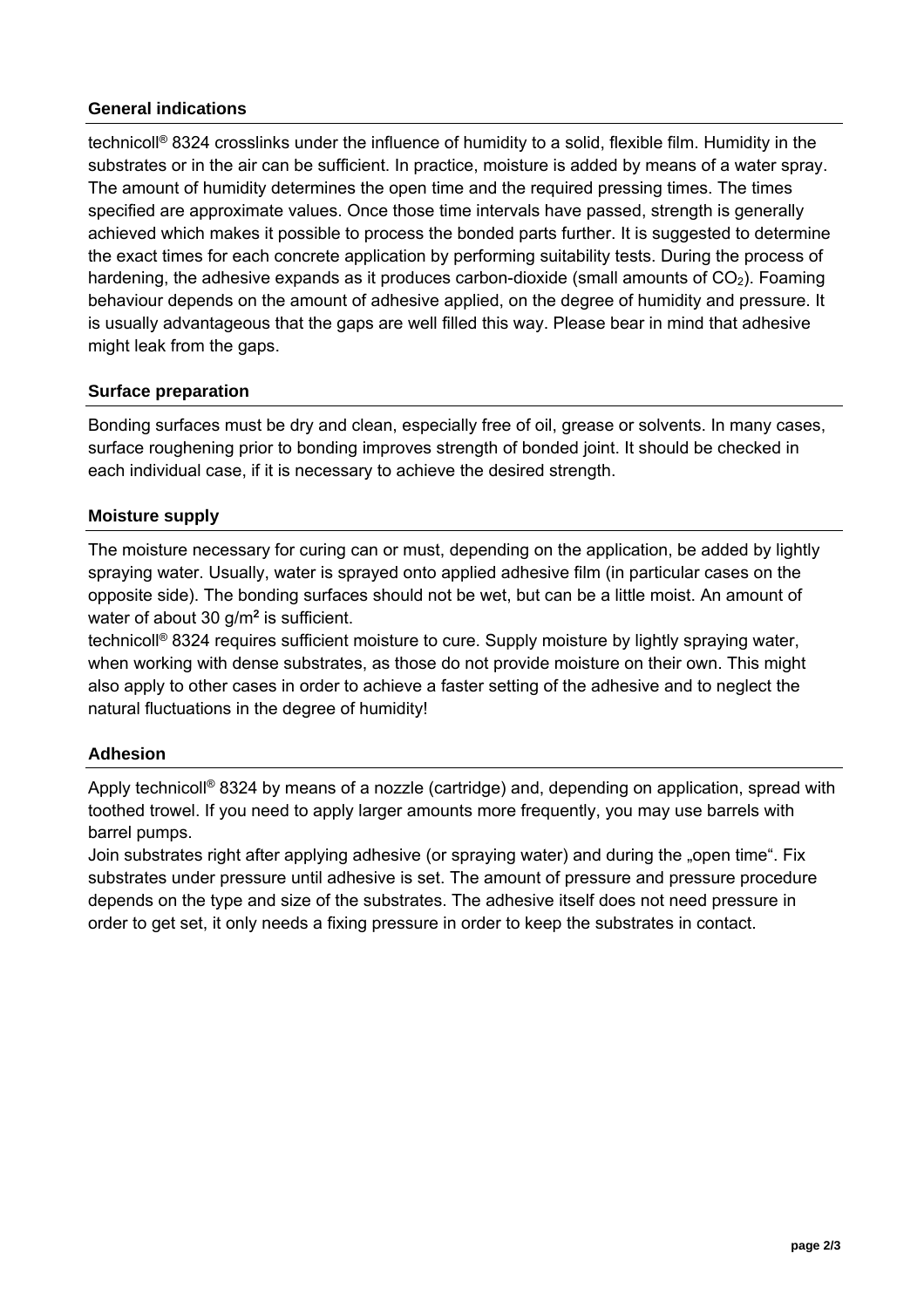## General indications

technicoll® 8324 crosslinks under the influence of humidity to a solid, flexible film. Humidity in the substrates or in the air can be sufficient. In practice, moisture is added by means of a water spray. The amount of humidity determines the open time and the required pressing times. The times specified are approximate values. Once those time intervals have passed, strength is generally achieved which makes it possible to process the bonded parts further. It is suggested to determine the exact times for each concrete application by performing suitability tests. During the process of hardening, the adhesive expands as it produces carbon-dioxide (small amounts of $CO_2$). Foaming behaviour depends on the amount of adhesive applied, on the degree of humidity and pressure. It is usually advantageous that the gaps are well filled this way. Please bear in mind that adhesive might leak from the gaps.

## Surface preparation

Bonding surfaces must be dry and clean, especially free of oil, grease or solvents. In many cases, surface roughening prior to bonding improves strength of bonded joint. It should be checked in each individual case, if it is necessary to achieve the desired strength.

## Moisture supply

The moisture necessary for curing can or must, depending on the application, be added by lightly spraying water. Usually, water is sprayed onto applied adhesive film (in particular cases on the opposite side). The bonding surfaces should not be wet, but can be a little moist. An amount of water of about 30 g/m² is sufficient.
technicoll® 8324 requires sufficient moisture to cure. Supply moisture by lightly spraying water, when working with dense substrates, as those do not provide moisture on their own. This might also apply to other cases in order to achieve a faster setting of the adhesive and to neglect the natural fluctuations in the degree of humidity!

## Adhesion

Apply technicoll® 8324 by means of a nozzle (cartridge) and, depending on application, spread with toothed trowel. If you need to apply larger amounts more frequently, you may use barrels with barrel pumps.
Join substrates right after applying adhesive (or spraying water) and during the „open time". Fix substrates under pressure until adhesive is set. The amount of pressure and pressure procedure depends on the type and size of the substrates. The adhesive itself does not need pressure in order to get set, it only needs a fixing pressure in order to keep the substrates in contact.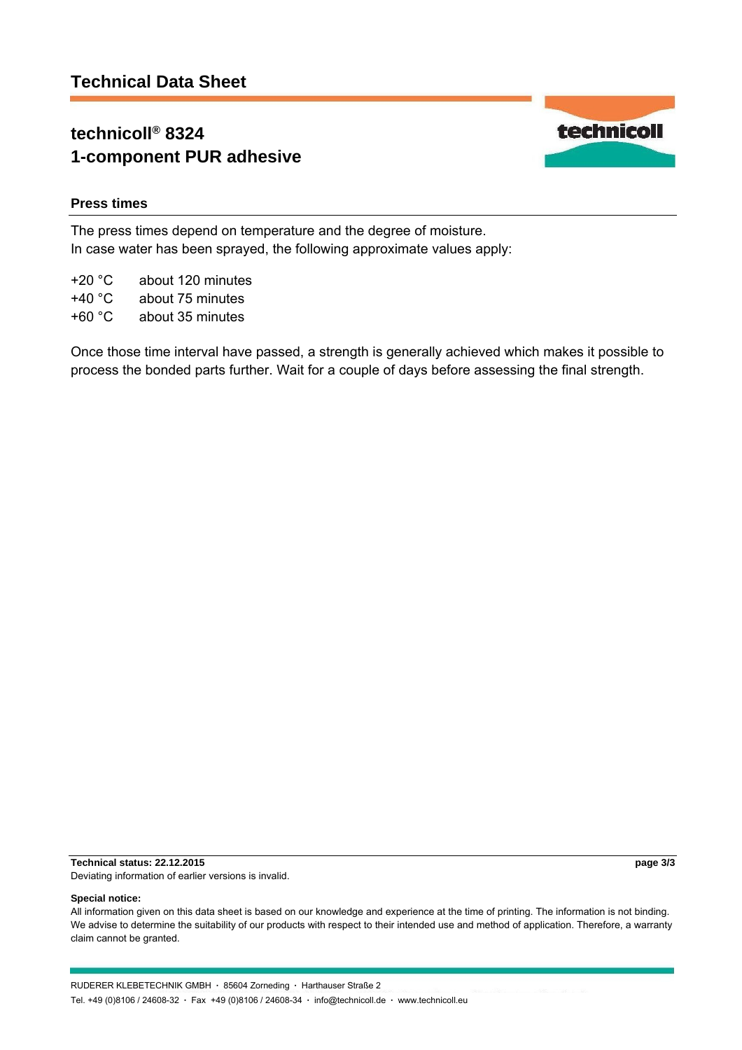## Press times

The press times depend on temperature and the degree of moisture.
In case water has been sprayed, the following approximate values apply:

| | |
|---|---|
| +20 °C | about 120 minutes |
| +40 °C | about 75 minutes |
| +60 °C | about 35 minutes |

Once those time interval have passed, a strength is generally achieved which makes it possible to process the bonded parts further. Wait for a couple of days before assessing the final strength.

**Technical status: 22.12.2015**
Deviating information of earlier versions is invalid.

**Special notice:**
All information given on this data sheet is based on our knowledge and experience at the time of printing. The information is not binding. We advise to determine the suitability of our products with respect to their intended use and method of application. Therefore, a warranty claim cannot be granted.

RUDERER KLEBETECHNIK GMBH · 85604 Zorneding · Harthauser Straße 2
Tel. +49 (0)8106 / 24608-32 · Fax +49 (0)8106 / 24608-34 · info@technicoll.de · www.technicoll.eu